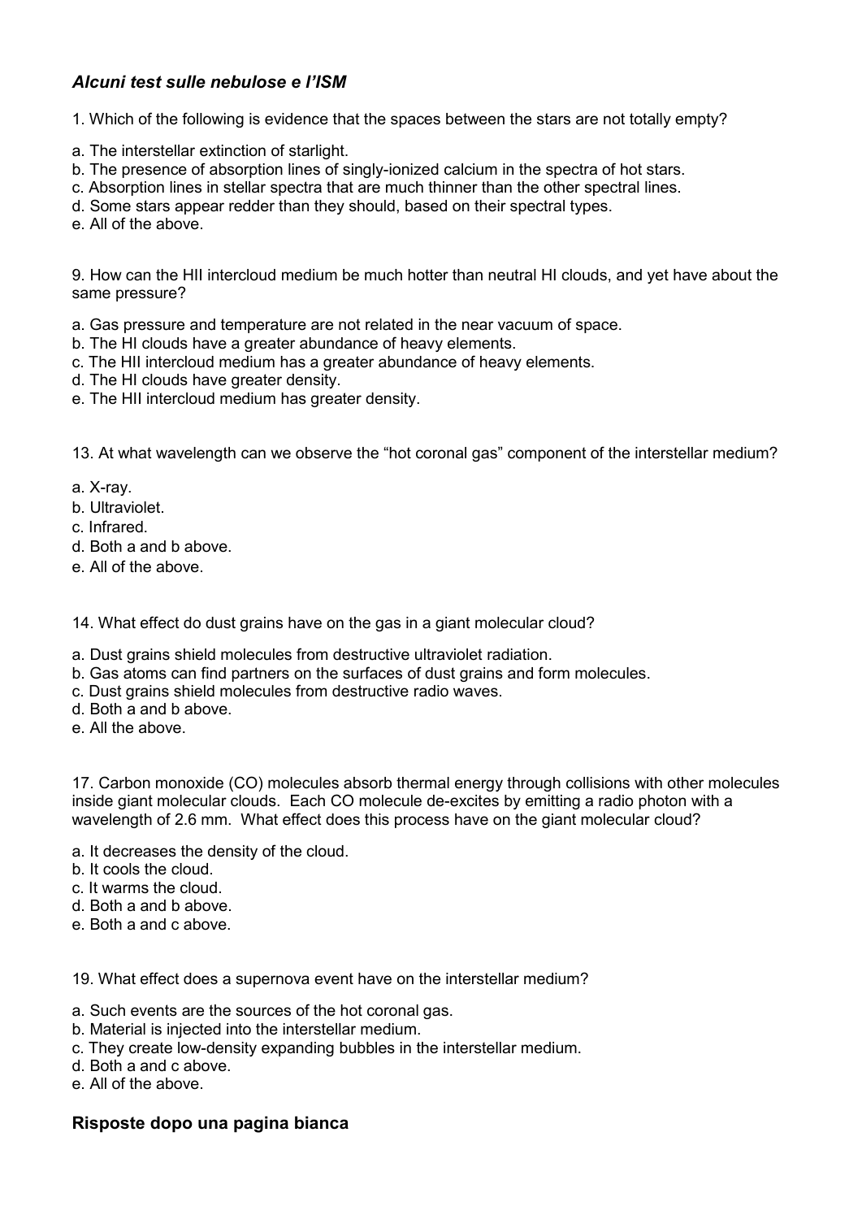## *Alcuni test sulle nebulose e l'ISM*

1. Which of the following is evidence that the spaces between the stars are not totally empty?

a. The interstellar extinction of starlight.
b. The presence of absorption lines of singly-ionized calcium in the spectra of hot stars.
c. Absorption lines in stellar spectra that are much thinner than the other spectral lines.
d. Some stars appear redder than they should, based on their spectral types.
e. All of the above.

9. How can the HII intercloud medium be much hotter than neutral HI clouds, and yet have about the same pressure?

a. Gas pressure and temperature are not related in the near vacuum of space.
b. The HI clouds have a greater abundance of heavy elements.
c. The HII intercloud medium has a greater abundance of heavy elements.
d. The HI clouds have greater density.
e. The HII intercloud medium has greater density.

13. At what wavelength can we observe the "hot coronal gas" component of the interstellar medium?

a. X-ray.
b. Ultraviolet.
c. Infrared.
d. Both a and b above.
e. All of the above.

14. What effect do dust grains have on the gas in a giant molecular cloud?

a. Dust grains shield molecules from destructive ultraviolet radiation.
b. Gas atoms can find partners on the surfaces of dust grains and form molecules.
c. Dust grains shield molecules from destructive radio waves.
d. Both a and b above.
e. All the above.

17. Carbon monoxide (CO) molecules absorb thermal energy through collisions with other molecules inside giant molecular clouds. Each CO molecule de-excites by emitting a radio photon with a wavelength of 2.6 mm. What effect does this process have on the giant molecular cloud?

a. It decreases the density of the cloud.
b. It cools the cloud.
c. It warms the cloud.
d. Both a and b above.
e. Both a and c above.

19. What effect does a supernova event have on the interstellar medium?

a. Such events are the sources of the hot coronal gas.
b. Material is injected into the interstellar medium.
c. They create low-density expanding bubbles in the interstellar medium.
d. Both a and c above.
e. All of the above.

**Risposte dopo una pagina bianca**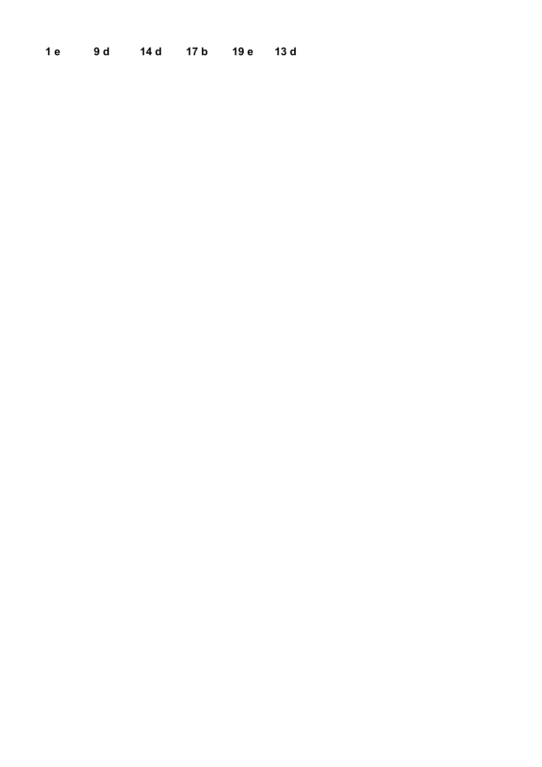**1 e 9 d 14 d 17 b 19 e 13 d**